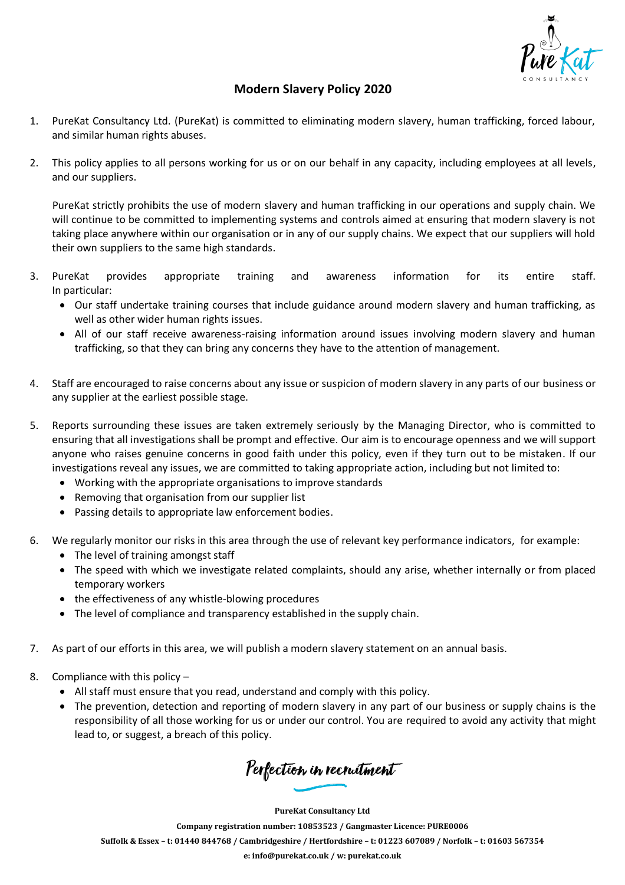# Modern Slavery Policy 2020

1. PureKat Consultancy Ltd. (PureKat) is committed to eliminating modern slavery, human trafficking, forced labour, and similar human rights abuses.

2. This policy applies to all persons working for us or on our behalf in any capacity, including employees at all levels, and our suppliers.

   PureKat strictly prohibits the use of modern slavery and human trafficking in our operations and supply chain. We will continue to be committed to implementing systems and controls aimed at ensuring that modern slavery is not taking place anywhere within our organisation or in any of our supply chains. We expect that our suppliers will hold their own suppliers to the same high standards.

3. PureKat provides appropriate training and awareness information for its entire staff. In particular:
   - Our staff undertake training courses that include guidance around modern slavery and human trafficking, as well as other wider human rights issues.
   - All of our staff receive awareness-raising information around issues involving modern slavery and human trafficking, so that they can bring any concerns they have to the attention of management.

4. Staff are encouraged to raise concerns about any issue or suspicion of modern slavery in any parts of our business or any supplier at the earliest possible stage.

5. Reports surrounding these issues are taken extremely seriously by the Managing Director, who is committed to ensuring that all investigations shall be prompt and effective. Our aim is to encourage openness and we will support anyone who raises genuine concerns in good faith under this policy, even if they turn out to be mistaken. If our investigations reveal any issues, we are committed to taking appropriate action, including but not limited to:
   - Working with the appropriate organisations to improve standards
   - Removing that organisation from our supplier list
   - Passing details to appropriate law enforcement bodies.

6. We regularly monitor our risks in this area through the use of relevant key performance indicators, for example:
   - The level of training amongst staff
   - The speed with which we investigate related complaints, should any arise, whether internally or from placed temporary workers
   - the effectiveness of any whistle-blowing procedures
   - The level of compliance and transparency established in the supply chain.

7. As part of our efforts in this area, we will publish a modern slavery statement on an annual basis.

8. Compliance with this policy –
   - All staff must ensure that you read, understand and comply with this policy.
   - The prevention, detection and reporting of modern slavery in any part of our business or supply chains is the responsibility of all those working for us or under our control. You are required to avoid any activity that might lead to, or suggest, a breach of this policy.

*Perfection in recruitment*

**PureKat Consultancy Ltd**

**Company registration number: 10853523 / Gangmaster Licence: PURE0006**

**Suffolk & Essex – t: 01440 844768 / Cambridgeshire / Hertfordshire – t: 01223 607089 / Norfolk – t: 01603 567354**

**e: info@purekat.co.uk / w: purekat.co.uk**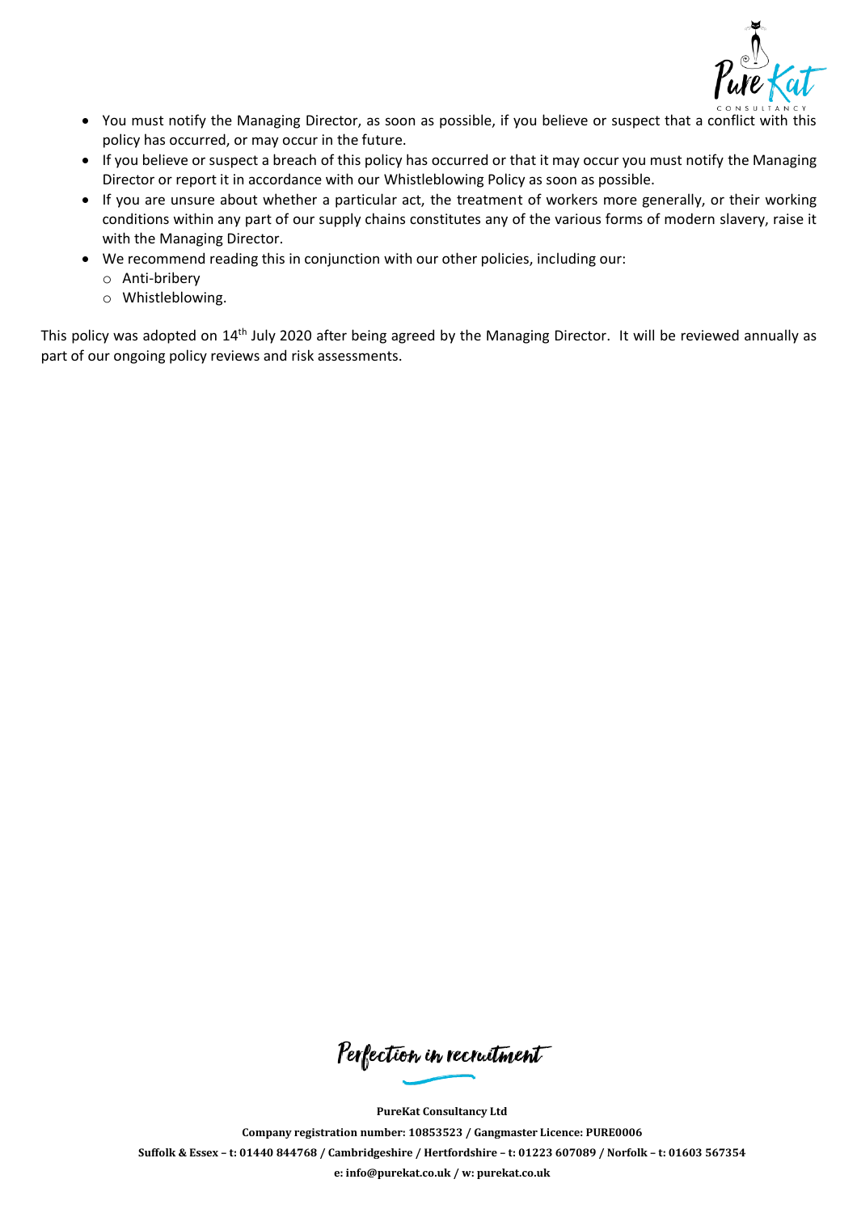- You must notify the Managing Director, as soon as possible, if you believe or suspect that a conflict with this policy has occurred, or may occur in the future.
- If you believe or suspect a breach of this policy has occurred or that it may occur you must notify the Managing Director or report it in accordance with our Whistleblowing Policy as soon as possible.
- If you are unsure about whether a particular act, the treatment of workers more generally, or their working conditions within any part of our supply chains constitutes any of the various forms of modern slavery, raise it with the Managing Director.
- We recommend reading this in conjunction with our other policies, including our:
  - Anti-bribery
  - Whistleblowing.

This policy was adopted on 14th July 2020 after being agreed by the Managing Director. It will be reviewed annually as part of our ongoing policy reviews and risk assessments.

Perfection in recruitment

**PureKat Consultancy Ltd**

**Company registration number: 10853523 / Gangmaster Licence: PURE0006**

**Suffolk & Essex – t: 01440 844768 / Cambridgeshire / Hertfordshire – t: 01223 607089 / Norfolk – t: 01603 567354**

**e: info@purekat.co.uk / w: purekat.co.uk**